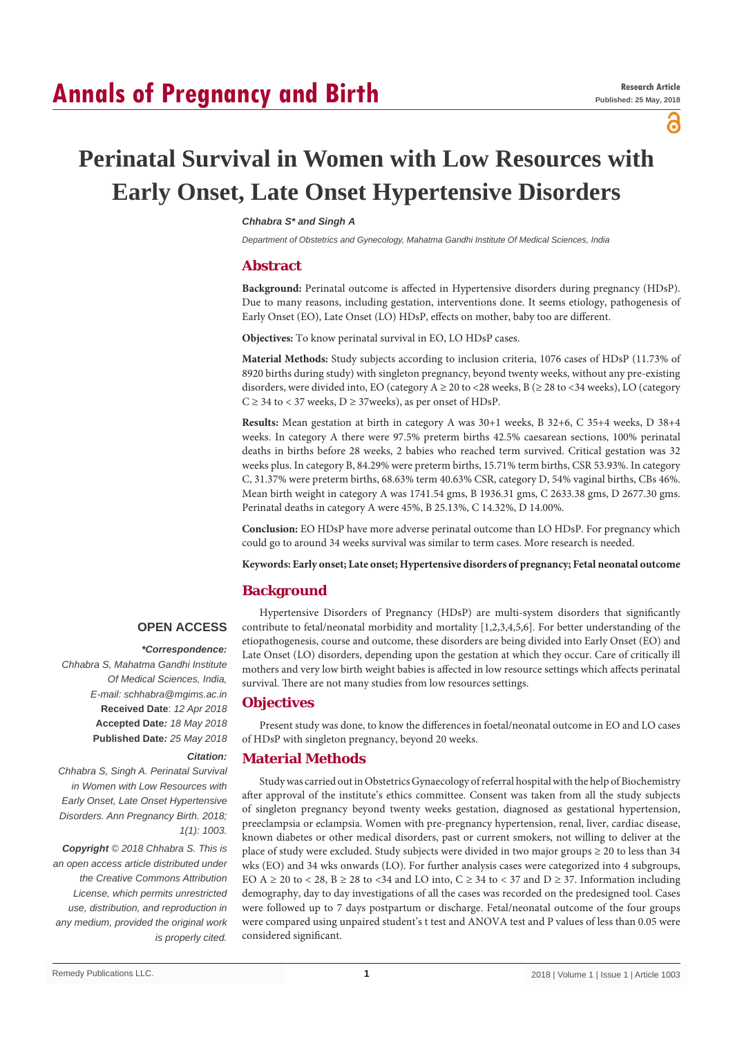# Perinatal Survival in Women with Low Resources with Early Onset, Late Onset Hypertensive Disorders

***Chhabra S\* and Singh A***

*Department of Obstetrics and Gynecology, Mahatma Gandhi Institute Of Medical Sciences, India*

## Abstract

**Background:** Perinatal outcome is affected in Hypertensive disorders during pregnancy (HDsP). Due to many reasons, including gestation, interventions done. It seems etiology, pathogenesis of Early Onset (EO), Late Onset (LO) HDsP, effects on mother, baby too are different.

**Objectives:** To know perinatal survival in EO, LO HDsP cases.

**Material Methods:** Study subjects according to inclusion criteria, 1076 cases of HDsP (11.73% of 8920 births during study) with singleton pregnancy, beyond twenty weeks, without any pre-existing disorders, were divided into, EO (category A ≥ 20 to <28 weeks, B (≥ 28 to <34 weeks), LO (category C ≥ 34 to < 37 weeks, D ≥ 37weeks), as per onset of HDsP.

**Results:** Mean gestation at birth in category A was 30+1 weeks, B 32+6, C 35+4 weeks, D 38+4 weeks. In category A there were 97.5% preterm births 42.5% caesarean sections, 100% perinatal deaths in births before 28 weeks, 2 babies who reached term survived. Critical gestation was 32 weeks plus. In category B, 84.29% were preterm births, 15.71% term births, CSR 53.93%. In category C, 31.37% were preterm births, 68.63% term 40.63% CSR, category D, 54% vaginal births, CBs 46%. Mean birth weight in category A was 1741.54 gms, B 1936.31 gms, C 2633.38 gms, D 2677.30 gms. Perinatal deaths in category A were 45%, B 25.13%, C 14.32%, D 14.00%.

**Conclusion:** EO HDsP have more adverse perinatal outcome than LO HDsP. For pregnancy which could go to around 34 weeks survival was similar to term cases. More research is needed.

**Keywords: Early onset; Late onset; Hypertensive disorders of pregnancy; Fetal neonatal outcome**

## Background

Hypertensive Disorders of Pregnancy (HDsP) are multi-system disorders that significantly contribute to fetal/neonatal morbidity and mortality [1,2,3,4,5,6]. For better understanding of the etiopathogenesis, course and outcome, these disorders are being divided into Early Onset (EO) and Late Onset (LO) disorders, depending upon the gestation at which they occur. Care of critically ill mothers and very low birth weight babies is affected in low resource settings which affects perinatal survival. There are not many studies from low resources settings.

## Objectives

Present study was done, to know the differences in foetal/neonatal outcome in EO and LO cases of HDsP with singleton pregnancy, beyond 20 weeks.

## Material Methods

Study was carried out in Obstetrics Gynaecology of referral hospital with the help of Biochemistry after approval of the institute's ethics committee. Consent was taken from all the study subjects of singleton pregnancy beyond twenty weeks gestation, diagnosed as gestational hypertension, preeclampsia or eclampsia. Women with pre-pregnancy hypertension, renal, liver, cardiac disease, known diabetes or other medical disorders, past or current smokers, not willing to deliver at the place of study were excluded. Study subjects were divided in two major groups ≥ 20 to less than 34 wks (EO) and 34 wks onwards (LO). For further analysis cases were categorized into 4 subgroups, EO A ≥ 20 to < 28, B ≥ 28 to <34 and LO into, C ≥ 34 to < 37 and D ≥ 37. Information including demography, day to day investigations of all the cases was recorded on the predesigned tool. Cases were followed up to 7 days postpartum or discharge. Fetal/neonatal outcome of the four groups were compared using unpaired student's t test and ANOVA test and P values of less than 0.05 were considered significant.

**OPEN ACCESS**

***\*Correspondence:***

*Chhabra S, Mahatma Gandhi Institute Of Medical Sciences, India,*
*E-mail: schhabra@mgims.ac.in*

**Received Date**: *12 Apr 2018*
**Accepted Date***: 18 May 2018*
**Published Date***: 25 May 2018*

***Citation:***

*Chhabra S, Singh A. Perinatal Survival in Women with Low Resources with Early Onset, Late Onset Hypertensive Disorders. Ann Pregnancy Birth. 2018; 1(1): 1003.*

***Copyright** © 2018 Chhabra S. This is an open access article distributed under the Creative Commons Attribution License, which permits unrestricted use, distribution, and reproduction in any medium, provided the original work is properly cited.*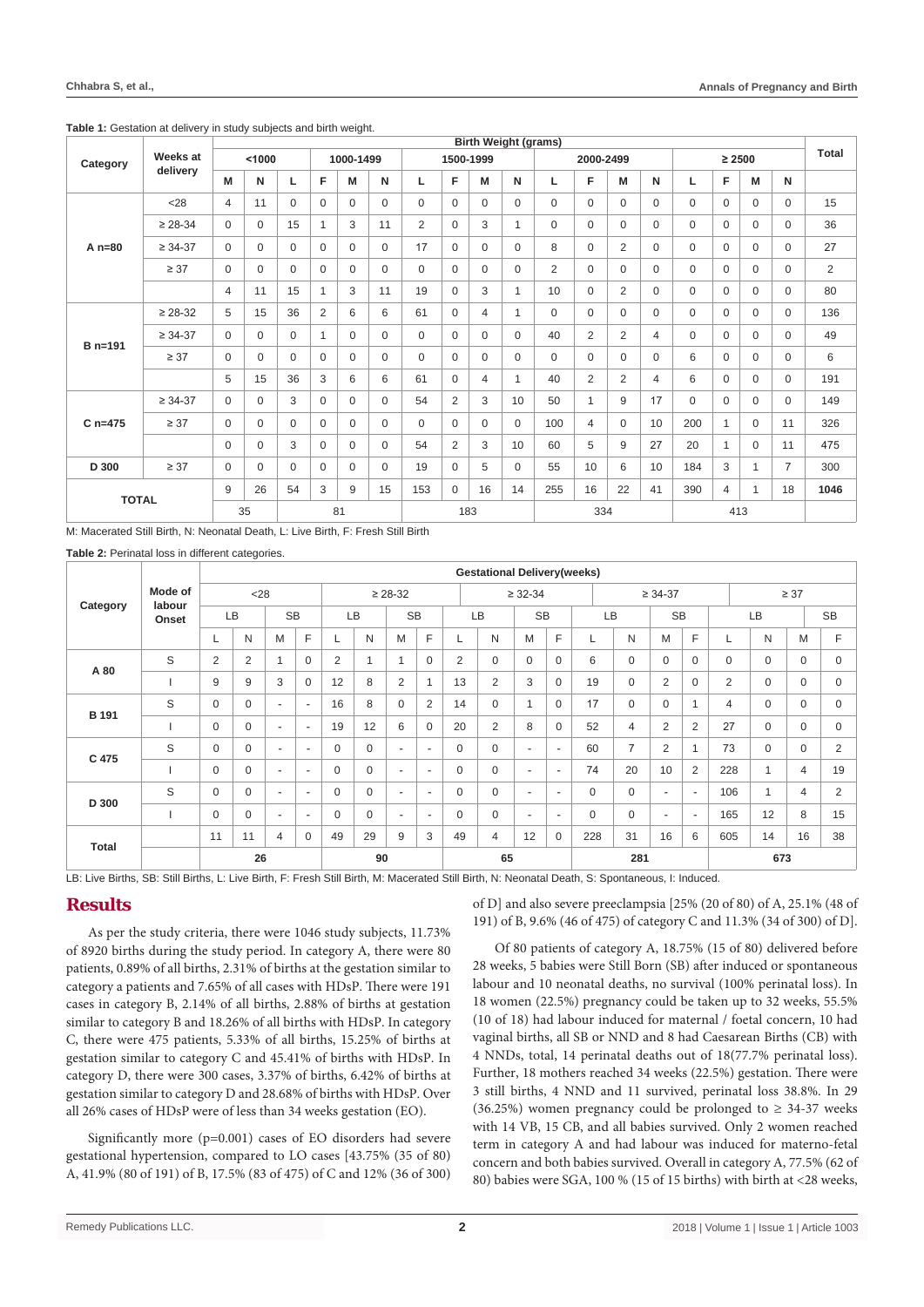**Table 1:** Gestation at delivery in study subjects and birth weight.

| Category | Weeks at delivery | Birth Weight (grams) | | | | | | | | | | | | | | | | | | | | Total |
|---|---|---|---|---|---|---|---|---|---|---|---|---|---|---|---|---|---|---|---|---|---|---|
| | | <1000 | | | 1000-1499 | | | 1500-1999 | | | | 2000-2499 | | | | ≥ 2500 | | | | | | |
| | | M | N | L | F | M | N | L | F | M | N | L | F | M | N | L | F | M | N | | | |
| A n=80 | <28 | 4 | 11 | 0 | 0 | 0 | 0 | 0 | 0 | 0 | 0 | 0 | 0 | 0 | 0 | 0 | 0 | 0 | 0 | | | 15 |
| | ≥ 28-34 | 0 | 0 | 15 | 1 | 3 | 11 | 2 | 0 | 3 | 1 | 0 | 0 | 0 | 0 | 0 | 0 | 0 | 0 | | | 36 |
| | ≥ 34-37 | 0 | 0 | 0 | 0 | 0 | 0 | 17 | 0 | 0 | 0 | 8 | 0 | 2 | 0 | 0 | 0 | 0 | 0 | | | 27 |
| | ≥ 37 | 0 | 0 | 0 | 0 | 0 | 0 | 0 | 0 | 0 | 0 | 2 | 0 | 0 | 0 | 0 | 0 | 0 | 0 | | | 2 |
| | | 4 | 11 | 15 | 1 | 3 | 11 | 19 | 0 | 3 | 1 | 10 | 0 | 2 | 0 | 0 | 0 | 0 | 0 | | | 80 |
| B n=191 | ≥ 28-32 | 5 | 15 | 36 | 2 | 6 | 6 | 61 | 0 | 4 | 1 | 0 | 0 | 0 | 0 | 0 | 0 | 0 | 0 | | | 136 |
| | ≥ 34-37 | 0 | 0 | 0 | 1 | 0 | 0 | 0 | 0 | 0 | 0 | 40 | 2 | 2 | 4 | 0 | 0 | 0 | 0 | | | 49 |
| | ≥ 37 | 0 | 0 | 0 | 0 | 0 | 0 | 0 | 0 | 0 | 0 | 0 | 0 | 0 | 0 | 6 | 0 | 0 | 0 | | | 6 |
| | | 5 | 15 | 36 | 3 | 6 | 6 | 61 | 0 | 4 | 1 | 40 | 2 | 2 | 4 | 6 | 0 | 0 | 0 | | | 191 |
| C n=475 | ≥ 34-37 | 0 | 0 | 3 | 0 | 0 | 0 | 54 | 2 | 3 | 10 | 50 | 1 | 9 | 17 | 0 | 0 | 0 | 0 | | | 149 |
| | ≥ 37 | 0 | 0 | 0 | 0 | 0 | 0 | 0 | 0 | 0 | 0 | 100 | 4 | 0 | 10 | 200 | 1 | 0 | 11 | | | 326 |
| | | 0 | 0 | 3 | 0 | 0 | 0 | 54 | 2 | 3 | 10 | 60 | 5 | 9 | 27 | 20 | 1 | 0 | 11 | | | 475 |
| D 300 | ≥ 37 | 0 | 0 | 0 | 0 | 0 | 0 | 19 | 0 | 5 | 0 | 55 | 10 | 6 | 10 | 184 | 3 | 1 | 7 | | | 300 |
| TOTAL | | 9 | 26 | 54 | 3 | 9 | 15 | 153 | 0 | 16 | 14 | 255 | 16 | 22 | 41 | 390 | 4 | 1 | 18 | | | 1046 |
| | | 35 | | | 81 | | | 183 | | | | 334 | | | | 413 | | | | | | |

M: Macerated Still Birth, N: Neonatal Death, L: Live Birth, F: Fresh Still Birth

**Table 2:** Perinatal loss in different categories.

| Category | Mode of labour Onset | Gestational Delivery(weeks) | | | | | | | | | | | | | | | | | | | |
|---|---|---|---|---|---|---|---|---|---|---|---|---|---|---|---|---|---|---|---|---|---|
| | | <28 | | | | ≥ 28-32 | | | | ≥ 32-34 | | | | ≥ 34-37 | | | | ≥ 37 | | | |
| | | LB | | SB | | LB | | SB | | LB | | SB | | LB | | SB | | LB | | SB | |
| | | L | N | M | F | L | N | M | F | L | N | M | F | L | N | M | F | L | N | M | F |
| A 80 | S | 2 | 2 | 1 | 0 | 2 | 1 | 1 | 0 | 2 | 0 | 0 | 0 | 6 | 0 | 0 | 0 | 0 | 0 | 0 | 0 |
| | I | 9 | 9 | 3 | 0 | 12 | 8 | 2 | 1 | 13 | 2 | 3 | 0 | 19 | 0 | 2 | 0 | 2 | 0 | 0 | 0 |
| B 191 | S | 0 | 0 | - | - | 16 | 8 | 0 | 2 | 14 | 0 | 1 | 0 | 17 | 0 | 0 | 1 | 4 | 0 | 0 | 0 |
| | I | 0 | 0 | - | - | 19 | 12 | 6 | 0 | 20 | 2 | 8 | 0 | 52 | 4 | 2 | 2 | 27 | 0 | 0 | 0 |
| C 475 | S | 0 | 0 | - | - | 0 | 0 | - | - | 0 | 0 | - | - | 60 | 7 | 2 | 1 | 73 | 0 | 0 | 2 |
| | I | 0 | 0 | - | - | 0 | 0 | - | - | 0 | 0 | - | - | 74 | 20 | 10 | 2 | 228 | 1 | 4 | 19 |
| D 300 | S | 0 | 0 | - | - | 0 | 0 | - | - | 0 | 0 | - | - | 0 | 0 | - | - | 106 | 1 | 4 | 2 |
| | I | 0 | 0 | - | - | 0 | 0 | - | - | 0 | 0 | - | - | 0 | 0 | - | - | 165 | 12 | 8 | 15 |
| Total | | 11 | 11 | 4 | 0 | 49 | 29 | 9 | 3 | 49 | 4 | 12 | 0 | 228 | 31 | 16 | 6 | 605 | 14 | 16 | 38 |
| | | 26 | | | | 90 | | | | 65 | | | | 281 | | | | 673 | | | |

LB: Live Births, SB: Still Births, L: Live Birth, F: Fresh Still Birth, M: Macerated Still Birth, N: Neonatal Death, S: Spontaneous, I: Induced.

## Results

As per the study criteria, there were 1046 study subjects, 11.73% of 8920 births during the study period. In category A, there were 80 patients, 0.89% of all births, 2.31% of births at the gestation similar to category a patients and 7.65% of all cases with HDsP. There were 191 cases in category B, 2.14% of all births, 2.88% of births at gestation similar to category B and 18.26% of all births with HDsP. In category C, there were 475 patients, 5.33% of all births, 15.25% of births at gestation similar to category C and 45.41% of births with HDsP. In category D, there were 300 cases, 3.37% of births, 6.42% of births at gestation similar to category D and 28.68% of births with HDsP. Over all 26% cases of HDsP were of less than 34 weeks gestation (EO).

Significantly more (p=0.001) cases of EO disorders had severe gestational hypertension, compared to LO cases [43.75% (35 of 80) A, 41.9% (80 of 191) of B, 17.5% (83 of 475) of C and 12% (36 of 300) of D] and also severe preeclampsia [25% (20 of 80) of A, 25.1% (48 of 191) of B, 9.6% (46 of 475) of category C and 11.3% (34 of 300) of D].

Of 80 patients of category A, 18.75% (15 of 80) delivered before 28 weeks, 5 babies were Still Born (SB) after induced or spontaneous labour and 10 neonatal deaths, no survival (100% perinatal loss). In 18 women (22.5%) pregnancy could be taken up to 32 weeks, 55.5% (10 of 18) had labour induced for maternal / foetal concern, 10 had vaginal births, all SB or NND and 8 had Caesarean Births (CB) with 4 NNDs, total, 14 perinatal deaths out of 18(77.7% perinatal loss). Further, 18 mothers reached 34 weeks (22.5%) gestation. There were 3 still births, 4 NND and 11 survived, perinatal loss 38.8%. In 29 (36.25%) women pregnancy could be prolonged to ≥ 34-37 weeks with 14 VB, 15 CB, and all babies survived. Only 2 women reached term in category A and had labour was induced for materno-fetal concern and both babies survived. Overall in category A, 77.5% (62 of 80) babies were SGA, 100 % (15 of 15 births) with birth at <28 weeks,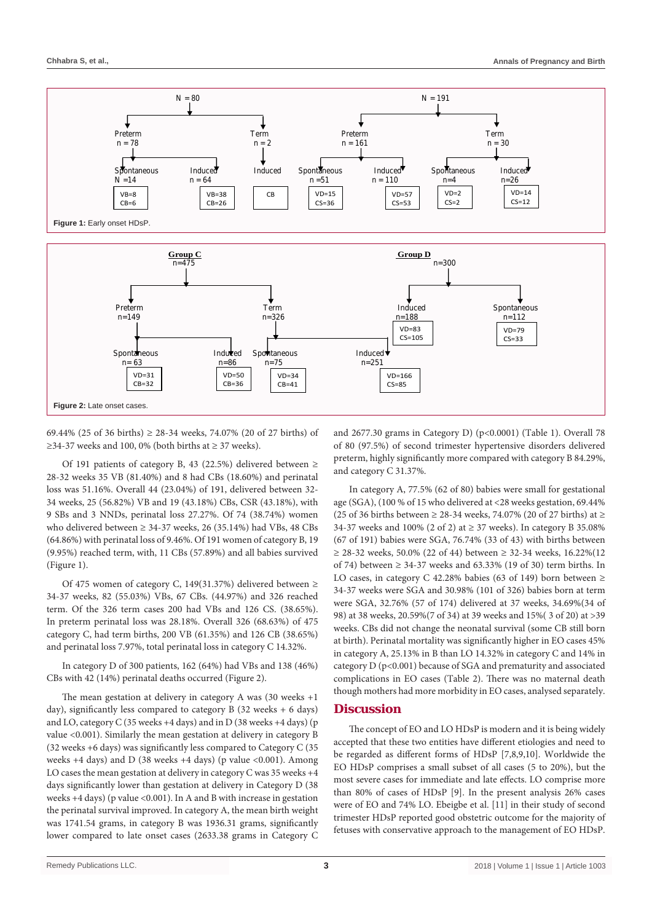- N = 80
  - Preterm n = 78
    - Spontaneous N = 14 (VB=8, CB=6)
    - Induced n = 64 (VB=38, CB=26)
  - Term n = 2
    - Induced (CB)
- N = 191
  - Preterm n = 161
    - Spontaneous n = 51 (VD=15, CS=36)
    - Induced n = 110 (VD=57, CS=53)
  - Term n = 30
    - Spontaneous n = 4 (VD=2, CS=2)
    - Induced n = 26 (VD=14, CS=12)

**Figure 1:** Early onset HDsP.

- **Group C** n=475
  - Preterm n=149
    - Spontaneous n= 63 (VD=31, CB=32)
    - Induced n=86 (VD=50, CB=36)
  - Term n=326
    - Spontaneous n=75 (VD=34, CB=41)
    - Induced n=251 (VD=166, CS=85)
- **Group D** n=300
  - Induced n=188 (VD=83, CS=105)
  - Spontaneous n=112 (VD=79, CS=33)

**Figure 2:** Late onset cases.

69.44% (25 of 36 births) ≥ 28-34 weeks, 74.07% (20 of 27 births) of ≥34-37 weeks and 100, 0% (both births at ≥ 37 weeks).

Of 191 patients of category B, 43 (22.5%) delivered between ≥ 28-32 weeks 35 VB (81.40%) and 8 had CBs (18.60%) and perinatal loss was 51.16%. Overall 44 (23.04%) of 191, delivered between 32-34 weeks, 25 (56.82%) VB and 19 (43.18%) CBs, CSR (43.18%), with 9 SBs and 3 NNDs, perinatal loss 27.27%. Of 74 (38.74%) women who delivered between ≥ 34-37 weeks, 26 (35.14%) had VBs, 48 CBs (64.86%) with perinatal loss of 9.46%. Of 191 women of category B, 19 (9.95%) reached term, with, 11 CBs (57.89%) and all babies survived (Figure 1).

Of 475 women of category C, 149(31.37%) delivered between ≥ 34-37 weeks, 82 (55.03%) VBs, 67 CBs. (44.97%) and 326 reached term. Of the 326 term cases 200 had VBs and 126 CS. (38.65%). In preterm perinatal loss was 28.18%. Overall 326 (68.63%) of 475 category C, had term births, 200 VB (61.35%) and 126 CB (38.65%) and perinatal loss 7.97%, total perinatal loss in category C 14.32%.

In category D of 300 patients, 162 (64%) had VBs and 138 (46%) CBs with 42 (14%) perinatal deaths occurred (Figure 2).

The mean gestation at delivery in category A was (30 weeks +1 day), significantly less compared to category B (32 weeks + 6 days) and LO, category C (35 weeks +4 days) and in D (38 weeks +4 days) (p value <0.001). Similarly the mean gestation at delivery in category B (32 weeks +6 days) was significantly less compared to Category C (35 weeks +4 days) and D (38 weeks +4 days) (p value <0.001). Among LO cases the mean gestation at delivery in category C was 35 weeks +4 days significantly lower than gestation at delivery in Category D (38 weeks +4 days) (p value <0.001). In A and B with increase in gestation the perinatal survival improved. In category A, the mean birth weight was 1741.54 grams, in category B was 1936.31 grams, significantly lower compared to late onset cases (2633.38 grams in Category C and 2677.30 grams in Category D) (p<0.0001) (Table 1). Overall 78 of 80 (97.5%) of second trimester hypertensive disorders delivered preterm, highly significantly more compared with category B 84.29%, and category C 31.37%.

In category A, 77.5% (62 of 80) babies were small for gestational age (SGA), (100 % of 15 who delivered at <28 weeks gestation, 69.44% (25 of 36 births between ≥ 28-34 weeks, 74.07% (20 of 27 births) at ≥ 34-37 weeks and 100% (2 of 2) at ≥ 37 weeks). In category B 35.08% (67 of 191) babies were SGA, 76.74% (33 of 43) with births between ≥ 28-32 weeks, 50.0% (22 of 44) between ≥ 32-34 weeks, 16.22%(12 of 74) between ≥ 34-37 weeks and 63.33% (19 of 30) term births. In LO cases, in category C 42.28% babies (63 of 149) born between ≥ 34-37 weeks and 30.98% (101 of 326) babies born at term were SGA, 32.76% (57 of 174) delivered at 37 weeks, 34.69%(34 of 98) at 38 weeks, 20.59%(7 of 34) at 39 weeks and 15%( 3 of 20) at >39 weeks. CBs did not change the neonatal survival (some CB still born at birth). Perinatal mortality was significantly higher in EO cases 45% in category A, 25.13% in B than LO 14.32% in category C and 14% in category D (p<0.001) because of SGA and prematurity and associated complications in EO cases (Table 2). There was no maternal death though mothers had more morbidity in EO cases, analysed separately.

## Discussion

The concept of EO and LO HDsP is modern and it is being widely accepted that these two entities have different etiologies and need to be regarded as different forms of HDsP [7,8,9,10]. Worldwide the EO HDsP comprises a small subset of all cases (5 to 20%), but the most severe cases for immediate and late effects. LO comprise more than 80% of cases of HDsP [9]. In the present analysis 26% cases were of EO and 74% LO. Ebeigbe et al. [11] in their study of second trimester HDsP reported good obstetric outcome for the majority of fetuses with conservative approach to the management of EO HDsP.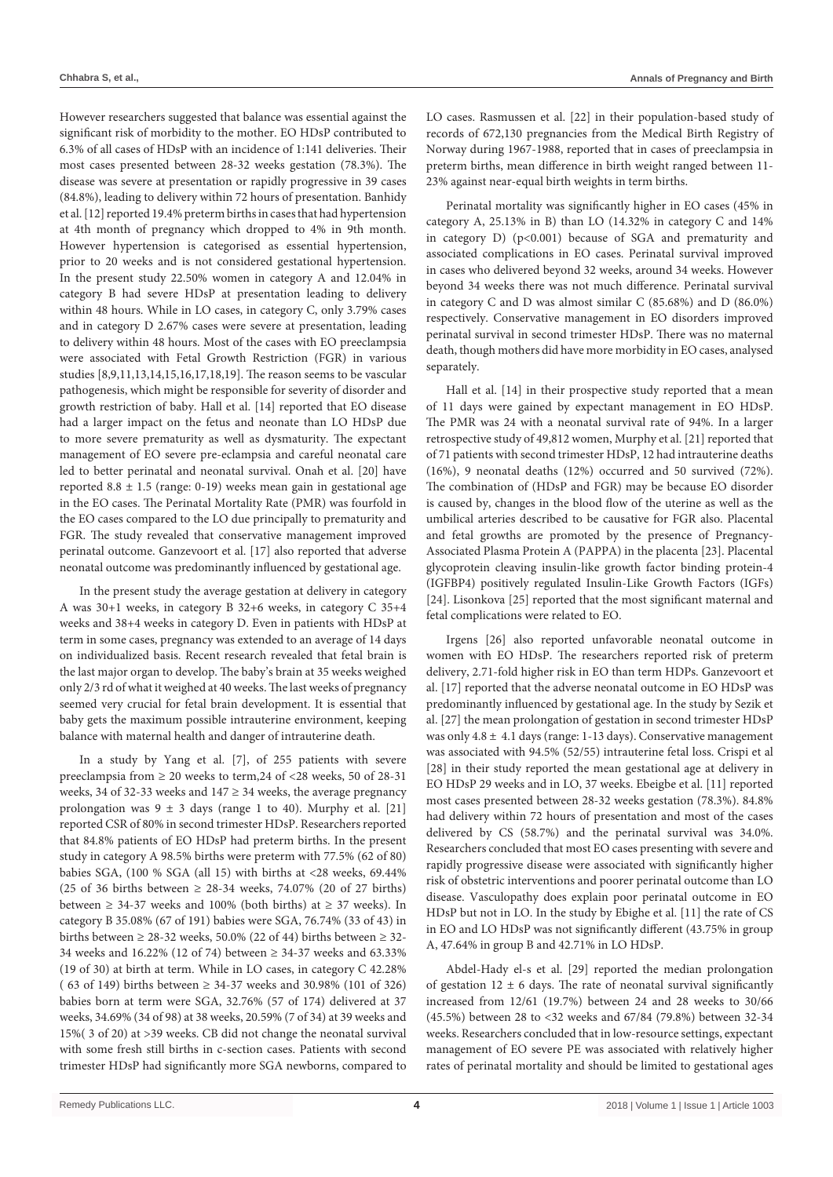However researchers suggested that balance was essential against the significant risk of morbidity to the mother. EO HDsP contributed to 6.3% of all cases of HDsP with an incidence of 1:141 deliveries. Their most cases presented between 28-32 weeks gestation (78.3%). The disease was severe at presentation or rapidly progressive in 39 cases (84.8%), leading to delivery within 72 hours of presentation. Banhidy et al. [12] reported 19.4% preterm births in cases that had hypertension at 4th month of pregnancy which dropped to 4% in 9th month. However hypertension is categorised as essential hypertension, prior to 20 weeks and is not considered gestational hypertension. In the present study 22.50% women in category A and 12.04% in category B had severe HDsP at presentation leading to delivery within 48 hours. While in LO cases, in category C, only 3.79% cases and in category D 2.67% cases were severe at presentation, leading to delivery within 48 hours. Most of the cases with EO preeclampsia were associated with Fetal Growth Restriction (FGR) in various studies [8,9,11,13,14,15,16,17,18,19]. The reason seems to be vascular pathogenesis, which might be responsible for severity of disorder and growth restriction of baby. Hall et al. [14] reported that EO disease had a larger impact on the fetus and neonate than LO HDsP due to more severe prematurity as well as dysmaturity. The expectant management of EO severe pre-eclampsia and careful neonatal care led to better perinatal and neonatal survival. Onah et al. [20] have reported 8.8 ± 1.5 (range: 0-19) weeks mean gain in gestational age in the EO cases. The Perinatal Mortality Rate (PMR) was fourfold in the EO cases compared to the LO due principally to prematurity and FGR. The study revealed that conservative management improved perinatal outcome. Ganzevoort et al. [17] also reported that adverse neonatal outcome was predominantly influenced by gestational age.

In the present study the average gestation at delivery in category A was 30+1 weeks, in category B 32+6 weeks, in category C 35+4 weeks and 38+4 weeks in category D. Even in patients with HDsP at term in some cases, pregnancy was extended to an average of 14 days on individualized basis. Recent research revealed that fetal brain is the last major organ to develop. The baby's brain at 35 weeks weighed only 2/3 rd of what it weighed at 40 weeks. The last weeks of pregnancy seemed very crucial for fetal brain development. It is essential that baby gets the maximum possible intrauterine environment, keeping balance with maternal health and danger of intrauterine death.

In a study by Yang et al. [7], of 255 patients with severe preeclampsia from ≥ 20 weeks to term,24 of <28 weeks, 50 of 28-31 weeks, 34 of 32-33 weeks and 147 ≥ 34 weeks, the average pregnancy prolongation was 9 ± 3 days (range 1 to 40). Murphy et al. [21] reported CSR of 80% in second trimester HDsP. Researchers reported that 84.8% patients of EO HDsP had preterm births. In the present study in category A 98.5% births were preterm with 77.5% (62 of 80) babies SGA, (100 % SGA (all 15) with births at <28 weeks, 69.44% (25 of 36 births between ≥ 28-34 weeks, 74.07% (20 of 27 births) between ≥ 34-37 weeks and 100% (both births) at ≥ 37 weeks). In category B 35.08% (67 of 191) babies were SGA, 76.74% (33 of 43) in births between ≥ 28-32 weeks, 50.0% (22 of 44) births between ≥ 32-34 weeks and 16.22% (12 of 74) between ≥ 34-37 weeks and 63.33% (19 of 30) at birth at term. While in LO cases, in category C 42.28% ( 63 of 149) births between ≥ 34-37 weeks and 30.98% (101 of 326) babies born at term were SGA, 32.76% (57 of 174) delivered at 37 weeks, 34.69% (34 of 98) at 38 weeks, 20.59% (7 of 34) at 39 weeks and 15%( 3 of 20) at >39 weeks. CB did not change the neonatal survival with some fresh still births in c-section cases. Patients with second trimester HDsP had significantly more SGA newborns, compared to LO cases. Rasmussen et al. [22] in their population-based study of records of 672,130 pregnancies from the Medical Birth Registry of Norway during 1967-1988, reported that in cases of preeclampsia in preterm births, mean difference in birth weight ranged between 11-23% against near-equal birth weights in term births.

Perinatal mortality was significantly higher in EO cases (45% in category A, 25.13% in B) than LO (14.32% in category C and 14% in category D) (p<0.001) because of SGA and prematurity and associated complications in EO cases. Perinatal survival improved in cases who delivered beyond 32 weeks, around 34 weeks. However beyond 34 weeks there was not much difference. Perinatal survival in category C and D was almost similar C (85.68%) and D (86.0%) respectively. Conservative management in EO disorders improved perinatal survival in second trimester HDsP. There was no maternal death, though mothers did have more morbidity in EO cases, analysed separately.

Hall et al. [14] in their prospective study reported that a mean of 11 days were gained by expectant management in EO HDsP. The PMR was 24 with a neonatal survival rate of 94%. In a larger retrospective study of 49,812 women, Murphy et al. [21] reported that of 71 patients with second trimester HDsP, 12 had intrauterine deaths (16%), 9 neonatal deaths (12%) occurred and 50 survived (72%). The combination of (HDsP and FGR) may be because EO disorder is caused by, changes in the blood flow of the uterine as well as the umbilical arteries described to be causative for FGR also. Placental and fetal growths are promoted by the presence of Pregnancy-Associated Plasma Protein A (PAPPA) in the placenta [23]. Placental glycoprotein cleaving insulin-like growth factor binding protein-4 (IGFBP4) positively regulated Insulin-Like Growth Factors (IGFs) [24]. Lisonkova [25] reported that the most significant maternal and fetal complications were related to EO.

Irgens [26] also reported unfavorable neonatal outcome in women with EO HDsP. The researchers reported risk of preterm delivery, 2.71-fold higher risk in EO than term HDPs. Ganzevoort et al. [17] reported that the adverse neonatal outcome in EO HDsP was predominantly influenced by gestational age. In the study by Sezik et al. [27] the mean prolongation of gestation in second trimester HDsP was only 4.8 ± 4.1 days (range: 1-13 days). Conservative management was associated with 94.5% (52/55) intrauterine fetal loss. Crispi et al [28] in their study reported the mean gestational age at delivery in EO HDsP 29 weeks and in LO, 37 weeks. Ebeigbe et al. [11] reported most cases presented between 28-32 weeks gestation (78.3%). 84.8% had delivery within 72 hours of presentation and most of the cases delivered by CS (58.7%) and the perinatal survival was 34.0%. Researchers concluded that most EO cases presenting with severe and rapidly progressive disease were associated with significantly higher risk of obstetric interventions and poorer perinatal outcome than LO disease. Vasculopathy does explain poor perinatal outcome in EO HDsP but not in LO. In the study by Ebighe et al. [11] the rate of CS in EO and LO HDsP was not significantly different (43.75% in group A, 47.64% in group B and 42.71% in LO HDsP.

Abdel-Hady el-s et al. [29] reported the median prolongation of gestation 12 ± 6 days. The rate of neonatal survival significantly increased from 12/61 (19.7%) between 24 and 28 weeks to 30/66 (45.5%) between 28 to <32 weeks and 67/84 (79.8%) between 32-34 weeks. Researchers concluded that in low-resource settings, expectant management of EO severe PE was associated with relatively higher rates of perinatal mortality and should be limited to gestational ages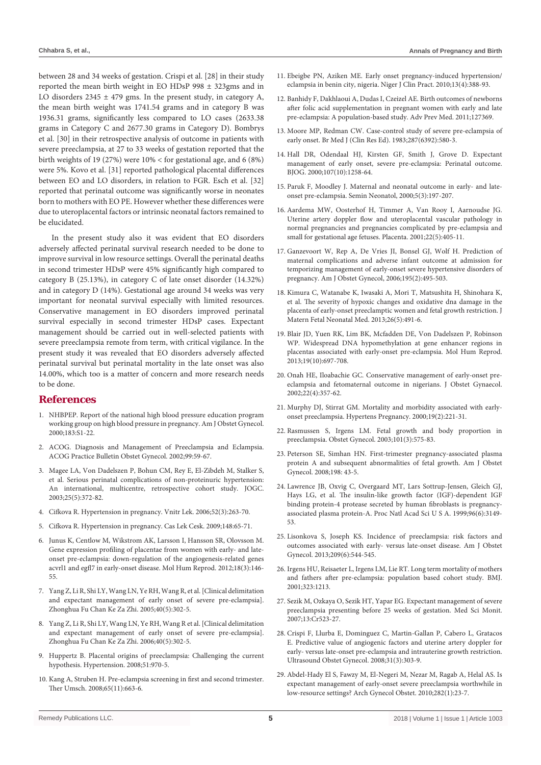between 28 and 34 weeks of gestation. Crispi et al. [28] in their study reported the mean birth weight in EO HDsP 998 ± 323gms and in LO disorders 2345 ± 479 gms. In the present study, in category A, the mean birth weight was 1741.54 grams and in category B was 1936.31 grams, significantly less compared to LO cases (2633.38 grams in Category C and 2677.30 grams in Category D). Bombrys et al. [30] in their retrospective analysis of outcome in patients with severe preeclampsia, at 27 to 33 weeks of gestation reported that the birth weights of 19 (27%) were 10% < for gestational age, and 6 (8%) were 5%. Kovo et al. [31] reported pathological placental differences between EO and LO disorders, in relation to FGR. Esch et al. [32] reported that perinatal outcome was significantly worse in neonates born to mothers with EO PE. However whether these differences were due to uteroplacental factors or intrinsic neonatal factors remained to be elucidated.

In the present study also it was evident that EO disorders adversely affected perinatal survival research needed to be done to improve survival in low resource settings. Overall the perinatal deaths in second trimester HDsP were 45% significantly high compared to category B (25.13%), in category C of late onset disorder (14.32%) and in category D (14%). Gestational age around 34 weeks was very important for neonatal survival especially with limited resources. Conservative management in EO disorders improved perinatal survival especially in second trimester HDsP cases. Expectant management should be carried out in well-selected patients with severe preeclampsia remote from term, with critical vigilance. In the present study it was revealed that EO disorders adversely affected perinatal survival but perinatal mortality in the late onset was also 14.00%, which too is a matter of concern and more research needs to be done.

## References

1. NHBPEP. Report of the national high blood pressure education program working group on high blood pressure in pregnancy. Am J Obstet Gynecol. 2000;183:S1-22.
2. ACOG. Diagnosis and Management of Preeclampsia and Eclampsia. ACOG Practice Bulletin Obstet Gynecol. 2002;99:59-67.
3. Magee LA, Von Dadelszen P, Bohun CM, Rey E, El-Zibdeh M, Stalker S, et al. Serious perinatal complications of non-proteinuric hypertension: An international, multicentre, retrospective cohort study. JOGC. 2003;25(5):372-82.
4. Cifkova R. Hypertension in pregnancy. Vnitr Lek. 2006;52(3):263-70.
5. Cifkova R. Hypertension in pregnancy. Cas Lek Cesk. 2009;148:65-71.
6. Junus K, Centlow M, Wikstrom AK, Larsson I, Hansson SR, Olovsson M. Gene expression profiling of placentae from women with early- and late-onset pre-eclampsia: down-regulation of the angiogenesis-related genes acvrl1 and egfl7 in early-onset disease. Mol Hum Reprod. 2012;18(3):146-55.
7. Yang Z, Li R, Shi LY, Wang LN, Ye RH, Wang R, et al. [Clinical delimitation and expectant management of early onset of severe pre-eclampsia]. Zhonghua Fu Chan Ke Za Zhi. 2005;40(5):302-5.
8. Yang Z, Li R, Shi LY, Wang LN, Ye RH, Wang R et al. [Clinical delimitation and expectant management of early onset of severe pre-eclampsia]. Zhonghua Fu Chan Ke Za Zhi. 2006;40(5):302-5.
9. Huppertz B. Placental origins of preeclampsia: Challenging the current hypothesis. Hypertension. 2008;51:970-5.
10. Kang A, Struben H. Pre-eclampsia screening in first and second trimester. Ther Umsch. 2008;65(11):663-6.
11. Ebeigbe PN, Aziken ME. Early onset pregnancy-induced hypertension/eclampsia in benin city, nigeria. Niger J Clin Pract. 2010;13(4):388-93.
12. Banhidy F, Dakhlaoui A, Dudas I, Czeizel AE. Birth outcomes of newborns after folic acid supplementation in pregnant women with early and late pre-eclampsia: A population-based study. Adv Prev Med. 2011;127369.
13. Moore MP, Redman CW. Case-control study of severe pre-eclampsia of early onset. Br Med J (Clin Res Ed). 1983;287(6392):580-3.
14. Hall DR, Odendaal HJ, Kirsten GF, Smith J, Grove D. Expectant management of early onset, severe pre-eclampsia: Perinatal outcome. BJOG. 2000;107(10):1258-64.
15. Paruk F, Moodley J. Maternal and neonatal outcome in early- and late-onset pre-eclampsia. Semin Neonatol, 2000;5(3):197-207.
16. Aardema MW, Oosterhof H, Timmer A, Van Rooy I, Aarnoudse JG. Uterine artery doppler flow and uteroplacental vascular pathology in normal pregnancies and pregnancies complicated by pre-eclampsia and small for gestational age fetuses. Placenta. 2001;22(5):405-11.
17. Ganzevoort W, Rep A, De Vries JI, Bonsel GJ, Wolf H. Prediction of maternal complications and adverse infant outcome at admission for temporizing management of early-onset severe hypertensive disorders of pregnancy. Am J Obstet Gynecol, 2006;195(2):495-503.
18. Kimura C, Watanabe K, Iwasaki A, Mori T, Matsushita H, Shinohara K, et al. The severity of hypoxic changes and oxidative dna damage in the placenta of early-onset preeclamptic women and fetal growth restriction. J Matern Fetal Neonatal Med. 2013;26(5):491-6.
19. Blair JD, Yuen RK, Lim BK, Mcfadden DE, Von Dadelszen P, Robinson WP. Widespread DNA hypomethylation at gene enhancer regions in placentas associated with early-onset pre-eclampsia. Mol Hum Reprod. 2013;19(10):697-708.
20. Onah HE, Iloabachie GC. Conservative management of early-onset pre-eclampsia and fetomaternal outcome in nigerians. J Obstet Gynaecol. 2002;22(4):357-62.
21. Murphy DJ, Stirrat GM. Mortality and morbidity associated with early-onset preeclampsia. Hypertens Pregnancy. 2000;19(2):221-31.
22. Rasmussen S, Irgens LM. Fetal growth and body proportion in preeclampsia. Obstet Gynecol. 2003;101(3):575-83.
23. Peterson SE, Simhan HN. First-trimester pregnancy-associated plasma protein A and subsequent abnormalities of fetal growth. Am J Obstet Gynecol. 2008;198: 43-5.
24. Lawrence JB, Oxvig C, Overgaard MT, Lars Sottrup-Jensen, Gleich GJ, Hays LG, et al. The insulin-like growth factor (IGF)-dependent IGF binding protein-4 protease secreted by human fibroblasts is pregnancy-associated plasma protein-A. Proc Natl Acad Sci U S A. 1999;96(6):3149-53.
25. Lisonkova S, Joseph KS. Incidence of preeclampsia: risk factors and outcomes associated with early- versus late-onset disease. Am J Obstet Gynecol. 2013;209(6):544-545.
26. Irgens HU, Reisaeter L, Irgens LM, Lie RT. Long term mortality of mothers and fathers after pre-eclampsia: population based cohort study. BMJ. 2001;323:1213.
27. Sezik M, Ozkaya O, Sezik HT, Yapar EG. Expectant management of severe preeclampsia presenting before 25 weeks of gestation. Med Sci Monit. 2007;13:Cr523-27.
28. Crispi F, Llurba E, Dominguez C, Martin-Gallan P, Cabero L, Gratacos E. Predictive value of angiogenic factors and uterine artery doppler for early- versus late-onset pre-eclampsia and intrauterine growth restriction. Ultrasound Obstet Gynecol. 2008;31(3):303-9.
29. Abdel-Hady El S, Fawzy M, El-Negeri M, Nezar M, Ragab A, Helal AS. Is expectant management of early-onset severe preeclampsia worthwhile in low-resource settings? Arch Gynecol Obstet. 2010;282(1):23-7.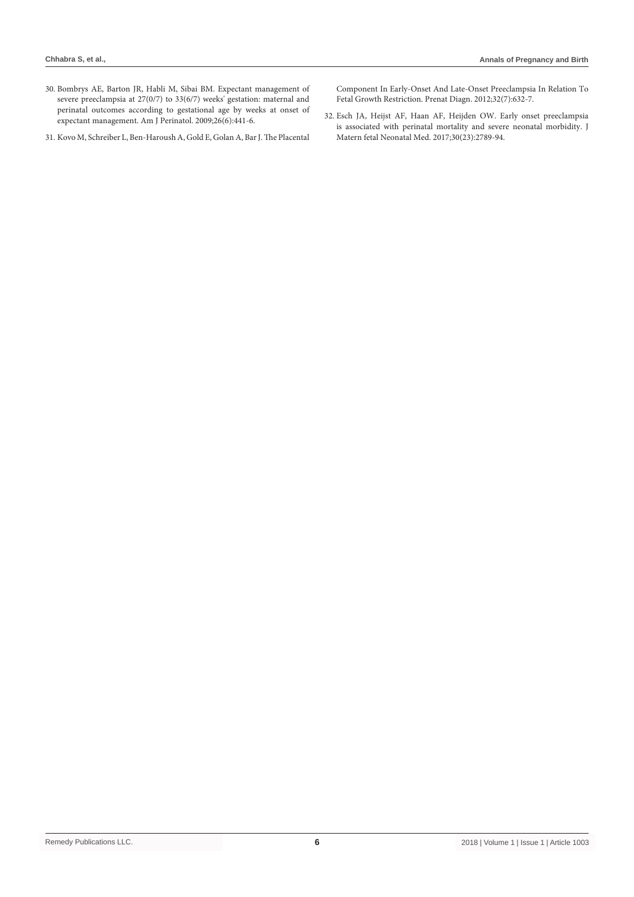30. Bombrys AE, Barton JR, Habli M, Sibai BM. Expectant management of severe preeclampsia at 27(0/7) to 33(6/7) weeks' gestation: maternal and perinatal outcomes according to gestational age by weeks at onset of expectant management. Am J Perinatol. 2009;26(6):441-6.

31. Kovo M, Schreiber L, Ben-Haroush A, Gold E, Golan A, Bar J. The Placental Component In Early-Onset And Late-Onset Preeclampsia In Relation To Fetal Growth Restriction. Prenat Diagn. 2012;32(7):632-7.

32. Esch JA, Heijst AF, Haan AF, Heijden OW. Early onset preeclampsia is associated with perinatal mortality and severe neonatal morbidity. J Matern fetal Neonatal Med. 2017;30(23):2789-94.